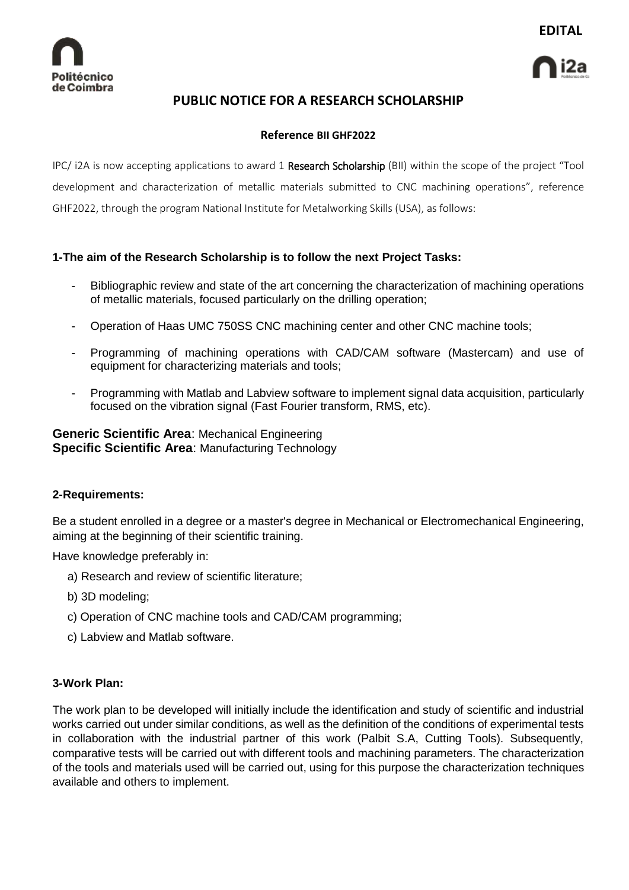**EDITAL**

# PUBLIC NOTICE FOR A RESEARCH SCHOLARSHIP

**Reference BII GHF2022**

IPC/ i2A is now accepting applications to award 1 Research Scholarship (BII) within the scope of the project "Tool development and characterization of metallic materials submitted to CNC machining operations", reference GHF2022, through the program National Institute for Metalworking Skills (USA), as follows:

### 1-The aim of the Research Scholarship is to follow the next Project Tasks:

- Bibliographic review and state of the art concerning the characterization of machining operations of metallic materials, focused particularly on the drilling operation;
- Operation of Haas UMC 750SS CNC machining center and other CNC machine tools;
- Programming of machining operations with CAD/CAM software (Mastercam) and use of equipment for characterizing materials and tools;
- Programming with Matlab and Labview software to implement signal data acquisition, particularly focused on the vibration signal (Fast Fourier transform, RMS, etc).

**Generic Scientific Area**: Mechanical Engineering
**Specific Scientific Area**: Manufacturing Technology

### 2-Requirements:

Be a student enrolled in a degree or a master's degree in Mechanical or Electromechanical Engineering, aiming at the beginning of their scientific training.

Have knowledge preferably in:

a) Research and review of scientific literature;

b) 3D modeling;

c) Operation of CNC machine tools and CAD/CAM programming;

c) Labview and Matlab software.

### 3-Work Plan:

The work plan to be developed will initially include the identification and study of scientific and industrial works carried out under similar conditions, as well as the definition of the conditions of experimental tests in collaboration with the industrial partner of this work (Palbit S.A, Cutting Tools). Subsequently, comparative tests will be carried out with different tools and machining parameters. The characterization of the tools and materials used will be carried out, using for this purpose the characterization techniques available and others to implement.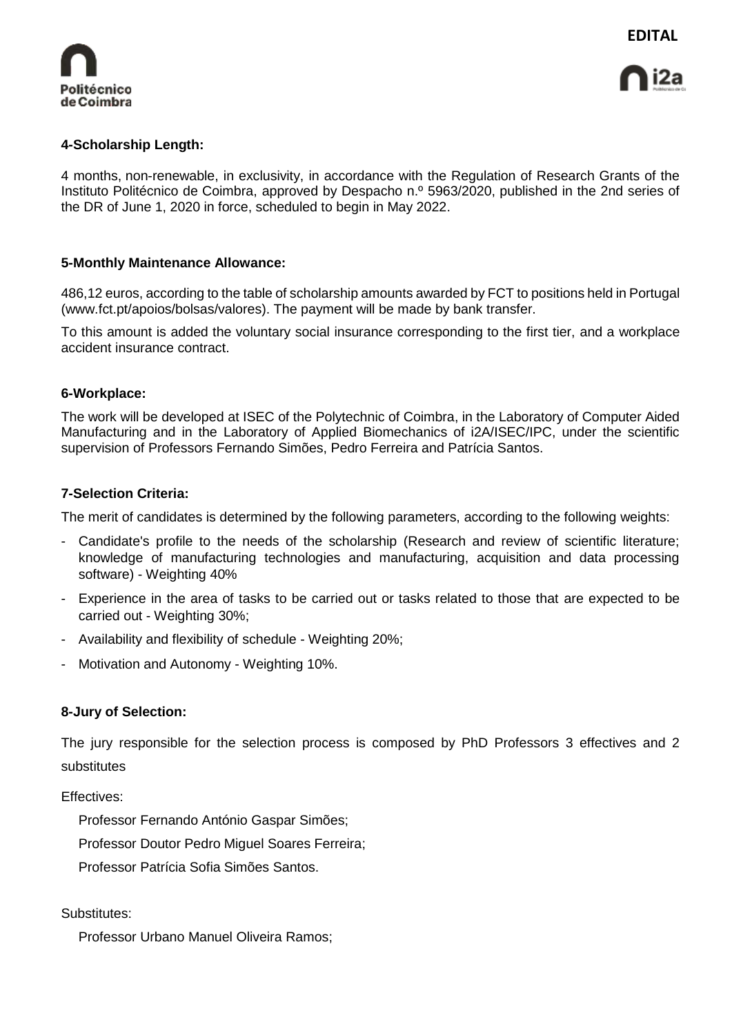**4-Scholarship Length:**

4 months, non-renewable, in exclusivity, in accordance with the Regulation of Research Grants of the Instituto Politécnico de Coimbra, approved by Despacho n.º 5963/2020, published in the 2nd series of the DR of June 1, 2020 in force, scheduled to begin in May 2022.

**5-Monthly Maintenance Allowance:**

486,12 euros, according to the table of scholarship amounts awarded by FCT to positions held in Portugal (www.fct.pt/apoios/bolsas/valores). The payment will be made by bank transfer.

To this amount is added the voluntary social insurance corresponding to the first tier, and a workplace accident insurance contract.

**6-Workplace:**

The work will be developed at ISEC of the Polytechnic of Coimbra, in the Laboratory of Computer Aided Manufacturing and in the Laboratory of Applied Biomechanics of i2A/ISEC/IPC, under the scientific supervision of Professors Fernando Simões, Pedro Ferreira and Patrícia Santos.

**7-Selection Criteria:**

The merit of candidates is determined by the following parameters, according to the following weights:

- Candidate's profile to the needs of the scholarship (Research and review of scientific literature; knowledge of manufacturing technologies and manufacturing, acquisition and data processing software) - Weighting 40%
- Experience in the area of tasks to be carried out or tasks related to those that are expected to be carried out - Weighting 30%;
- Availability and flexibility of schedule - Weighting 20%;
- Motivation and Autonomy - Weighting 10%.

**8-Jury of Selection:**

The jury responsible for the selection process is composed by PhD Professors 3 effectives and 2 substitutes

Effectives:

Professor Fernando António Gaspar Simões;

Professor Doutor Pedro Miguel Soares Ferreira;

Professor Patrícia Sofia Simões Santos.

Substitutes:

Professor Urbano Manuel Oliveira Ramos;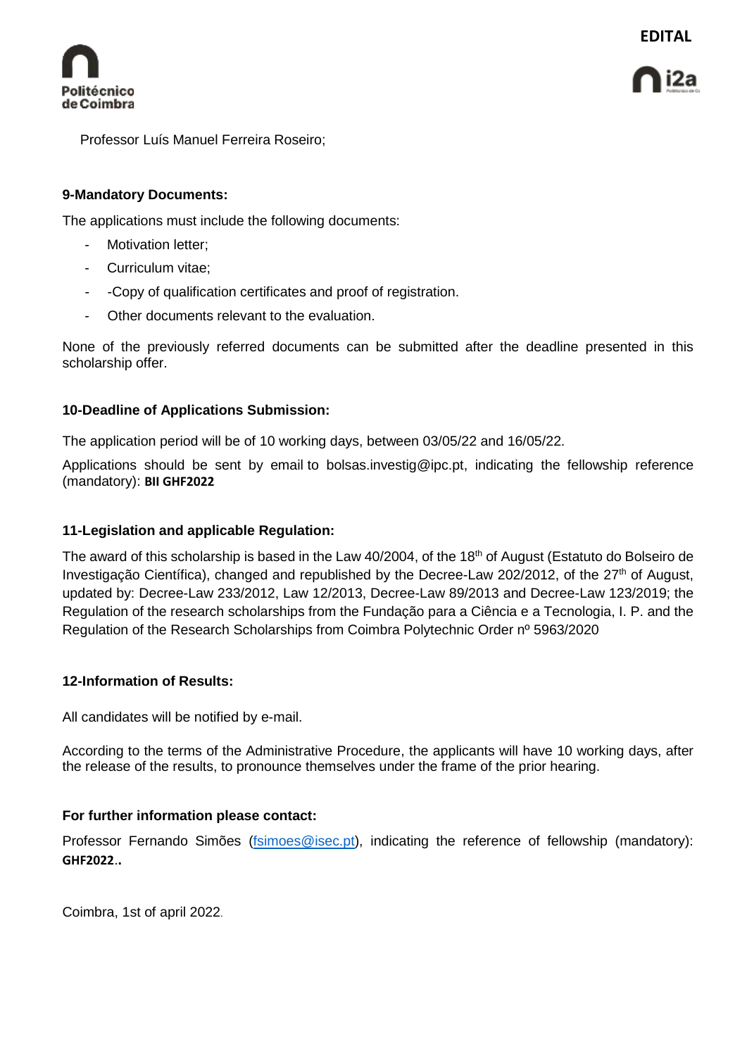Professor Luís Manuel Ferreira Roseiro;

**9-Mandatory Documents:**

The applications must include the following documents:

- Motivation letter;
- Curriculum vitae;
- -Copy of qualification certificates and proof of registration.
- Other documents relevant to the evaluation.

None of the previously referred documents can be submitted after the deadline presented in this scholarship offer.

**10-Deadline of Applications Submission:**

The application period will be of 10 working days, between 03/05/22 and 16/05/22.

Applications should be sent by email to bolsas.investig@ipc.pt, indicating the fellowship reference (mandatory): **BII GHF2022**

**11-Legislation and applicable Regulation:**

The award of this scholarship is based in the Law 40/2004, of the 18th of August (Estatuto do Bolseiro de Investigação Científica), changed and republished by the Decree-Law 202/2012, of the 27th of August, updated by: Decree-Law 233/2012, Law 12/2013, Decree-Law 89/2013 and Decree-Law 123/2019; the Regulation of the research scholarships from the Fundação para a Ciência e a Tecnologia, I. P. and the Regulation of the Research Scholarships from Coimbra Polytechnic Order nº 5963/2020

**12-Information of Results:**

All candidates will be notified by e-mail.

According to the terms of the Administrative Procedure, the applicants will have 10 working days, after the release of the results, to pronounce themselves under the frame of the prior hearing.

**For further information please contact:**

Professor Fernando Simões (fsimoes@isec.pt), indicating the reference of fellowship (mandatory): **GHF2022**..

Coimbra, 1st of april 2022.